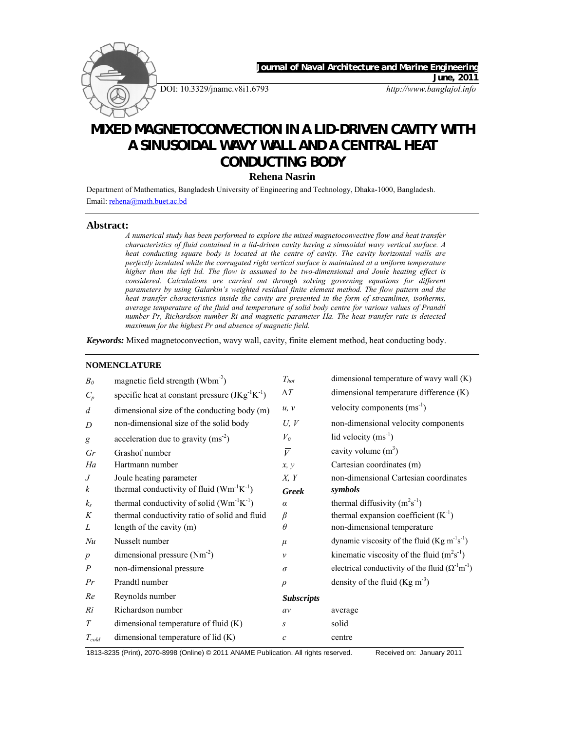# MIXED MAGNETOCONVECTION IN A LID-DRIVEN CAVITY WITH A SINUSOIDAL WAVY WALL AND A CENTRAL HEAT CONDUCTING BODY

**Rehena Nasrin**

Department of Mathematics, Bangladesh University of Engineering and Technology, Dhaka-1000, Bangladesh.
Email: rehena@math.buet.ac.bd

DOI: 10.3329/jname.v8i1.6793

## Abstract:

*A numerical study has been performed to explore the mixed magnetoconvective flow and heat transfer characteristics of fluid contained in a lid-driven cavity having a sinusoidal wavy vertical surface. A heat conducting square body is located at the centre of cavity. The cavity horizontal walls are perfectly insulated while the corrugated right vertical surface is maintained at a uniform temperature higher than the left lid. The flow is assumed to be two-dimensional and Joule heating effect is considered. Calculations are carried out through solving governing equations for different parameters by using Galarkin's weighted residual finite element method. The flow pattern and the heat transfer characteristics inside the cavity are presented in the form of streamlines, isotherms, average temperature of the fluid and temperature of solid body centre for various values of Prandtl number Pr, Richardson number Ri and magnetic parameter Ha. The heat transfer rate is detected maximum for the highest Pr and absence of magnetic field.*

***Keywords:*** Mixed magnetoconvection, wavy wall, cavity, finite element method, heat conducting body.

### NOMENCLATURE

| Symbol | Description | Symbol | Description |
|---|---|---|---|
| $B_0$ | magnetic field strength ($Wbm^{-2}$) | $T_{hot}$ | dimensional temperature of wavy wall (K) |
| $C_p$ | specific heat at constant pressure ($JKg^{-1}K^{-1}$) | $\Delta T$ | dimensional temperature difference (K) |
| $d$ | dimensional size of the conducting body (m) | $u, v$ | velocity components ($ms^{-1}$) |
| $D$ | non-dimensional size of the solid body | $U, V$ | non-dimensional velocity components |
| $g$ | acceleration due to gravity ($ms^{-2}$) | $V_0$ | lid velocity ($ms^{-1}$) |
| $Gr$ | Grashof number | $\overline{V}$ | cavity volume ($m^3$) |
| $Ha$ | Hartmann number | $x, y$ | Cartesian coordinates (m) |
| $J$ | Joule heating parameter | $X, Y$ | non-dimensional Cartesian coordinates |
| $k$ | thermal conductivity of fluid ($Wm^{-1}K^{-1}$) | ***Greek*** | ***symbols*** |
| $k_s$ | thermal conductivity of solid ($Wm^{-1}K^{-1}$) | $\alpha$ | thermal diffusivity ($m^2s^{-1}$) |
| $K$ | thermal conductivity ratio of solid and fluid | $\beta$ | thermal expansion coefficient ($K^{-1}$) |
| $L$ | length of the cavity (m) | $\theta$ | non-dimensional temperature |
| $Nu$ | Nusselt number | $\mu$ | dynamic viscosity of the fluid ($Kg\ m^{-1}s^{-1}$) |
| $p$ | dimensional pressure ($Nm^{-2}$) | $\nu$ | kinematic viscosity of the fluid ($m^2s^{-1}$) |
| $P$ | non-dimensional pressure | $\sigma$ | electrical conductivity of the fluid ($\Omega^{-1}m^{-1}$) |
| $Pr$ | Prandtl number | $\rho$ | density of the fluid ($Kg\ m^{-3}$) |
| $Re$ | Reynolds number | ***Subscripts*** | |
| $Ri$ | Richardson number | $av$ | average |
| $T$ | dimensional temperature of fluid (K) | $s$ | solid |
| $T_{cold}$ | dimensional temperature of lid (K) | $c$ | centre |

1813-8235 (Print), 2070-8998 (Online) © 2011 ANAME Publication. All rights reserved. Received on: January 2011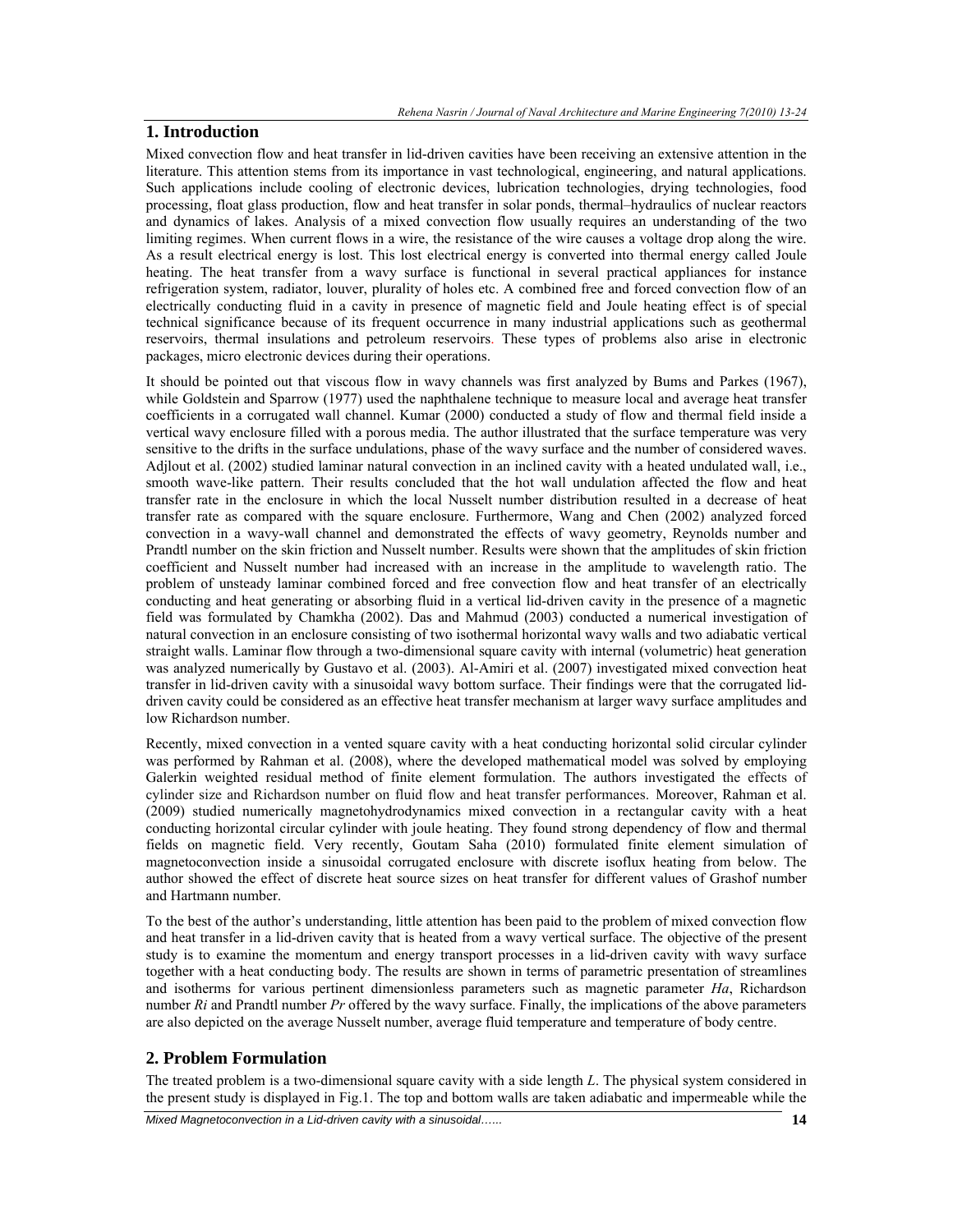## 1. Introduction

Mixed convection flow and heat transfer in lid-driven cavities have been receiving an extensive attention in the literature. This attention stems from its importance in vast technological, engineering, and natural applications. Such applications include cooling of electronic devices, lubrication technologies, drying technologies, food processing, float glass production, flow and heat transfer in solar ponds, thermal–hydraulics of nuclear reactors and dynamics of lakes. Analysis of a mixed convection flow usually requires an understanding of the two limiting regimes. When current flows in a wire, the resistance of the wire causes a voltage drop along the wire. As a result electrical energy is lost. This lost electrical energy is converted into thermal energy called Joule heating. The heat transfer from a wavy surface is functional in several practical appliances for instance refrigeration system, radiator, louver, plurality of holes etc. A combined free and forced convection flow of an electrically conducting fluid in a cavity in presence of magnetic field and Joule heating effect is of special technical significance because of its frequent occurrence in many industrial applications such as geothermal reservoirs, thermal insulations and petroleum reservoirs. These types of problems also arise in electronic packages, micro electronic devices during their operations.

It should be pointed out that viscous flow in wavy channels was first analyzed by Bums and Parkes (1967), while Goldstein and Sparrow (1977) used the naphthalene technique to measure local and average heat transfer coefficients in a corrugated wall channel. Kumar (2000) conducted a study of flow and thermal field inside a vertical wavy enclosure filled with a porous media. The author illustrated that the surface temperature was very sensitive to the drifts in the surface undulations, phase of the wavy surface and the number of considered waves. Adjlout et al. (2002) studied laminar natural convection in an inclined cavity with a heated undulated wall, i.e., smooth wave-like pattern. Their results concluded that the hot wall undulation affected the flow and heat transfer rate in the enclosure in which the local Nusselt number distribution resulted in a decrease of heat transfer rate as compared with the square enclosure. Furthermore, Wang and Chen (2002) analyzed forced convection in a wavy-wall channel and demonstrated the effects of wavy geometry, Reynolds number and Prandtl number on the skin friction and Nusselt number. Results were shown that the amplitudes of skin friction coefficient and Nusselt number had increased with an increase in the amplitude to wavelength ratio. The problem of unsteady laminar combined forced and free convection flow and heat transfer of an electrically conducting and heat generating or absorbing fluid in a vertical lid-driven cavity in the presence of a magnetic field was formulated by Chamkha (2002). Das and Mahmud (2003) conducted a numerical investigation of natural convection in an enclosure consisting of two isothermal horizontal wavy walls and two adiabatic vertical straight walls. Laminar flow through a two-dimensional square cavity with internal (volumetric) heat generation was analyzed numerically by Gustavo et al. (2003). Al-Amiri et al. (2007) investigated mixed convection heat transfer in lid-driven cavity with a sinusoidal wavy bottom surface. Their findings were that the corrugated lid-driven cavity could be considered as an effective heat transfer mechanism at larger wavy surface amplitudes and low Richardson number.

Recently, mixed convection in a vented square cavity with a heat conducting horizontal solid circular cylinder was performed by Rahman et al. (2008), where the developed mathematical model was solved by employing Galerkin weighted residual method of finite element formulation. The authors investigated the effects of cylinder size and Richardson number on fluid flow and heat transfer performances. Moreover, Rahman et al. (2009) studied numerically magnetohydrodynamics mixed convection in a rectangular cavity with a heat conducting horizontal circular cylinder with joule heating. They found strong dependency of flow and thermal fields on magnetic field. Very recently, Goutam Saha (2010) formulated finite element simulation of magnetoconvection inside a sinusoidal corrugated enclosure with discrete isoflux heating from below. The author showed the effect of discrete heat source sizes on heat transfer for different values of Grashof number and Hartmann number.

To the best of the author's understanding, little attention has been paid to the problem of mixed convection flow and heat transfer in a lid-driven cavity that is heated from a wavy vertical surface. The objective of the present study is to examine the momentum and energy transport processes in a lid-driven cavity with wavy surface together with a heat conducting body. The results are shown in terms of parametric presentation of streamlines and isotherms for various pertinent dimensionless parameters such as magnetic parameter *Ha*, Richardson number *Ri* and Prandtl number *Pr* offered by the wavy surface. Finally, the implications of the above parameters are also depicted on the average Nusselt number, average fluid temperature and temperature of body centre.

## 2. Problem Formulation

The treated problem is a two-dimensional square cavity with a side length *L*. The physical system considered in the present study is displayed in Fig.1. The top and bottom walls are taken adiabatic and impermeable while the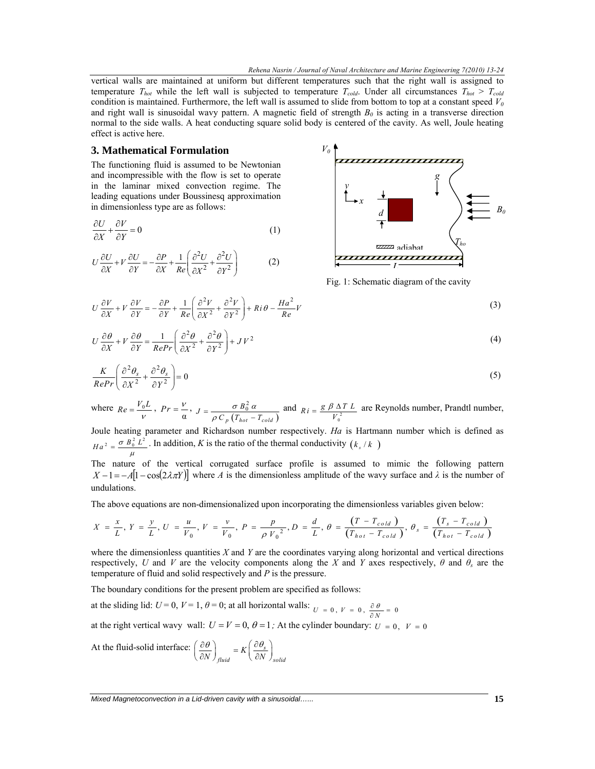vertical walls are maintained at uniform but different temperatures such that the right wall is assigned to temperature $T_{hot}$ while the left wall is subjected to temperature $T_{cold}$. Under all circumstances $T_{hot} > T_{cold}$ condition is maintained. Furthermore, the left wall is assumed to slide from bottom to top at a constant speed $V_0$ and right wall is sinusoidal wavy pattern. A magnetic field of strength $B_0$ is acting in a transverse direction normal to the side walls. A heat conducting square solid body is centered of the cavity. As well, Joule heating effect is active here.

## 3. Mathematical Formulation

The functioning fluid is assumed to be Newtonian and incompressible with the flow is set to operate in the laminar mixed convection regime. The leading equations under Boussinesq approximation in dimensionless type are as follows:

$$\frac{\partial U}{\partial X}+\frac{\partial V}{\partial Y}=0 \tag{1}$$

$$U\frac{\partial U}{\partial X}+V\frac{\partial U}{\partial Y}=-\frac{\partial P}{\partial X}+\frac{1}{Re}\left(\frac{\partial^2 U}{\partial X^2}+\frac{\partial^2 U}{\partial Y^2}\right) \tag{2}$$

Fig. 1: Schematic diagram of the cavity

$$U\frac{\partial V}{\partial X}+V\frac{\partial V}{\partial Y}=-\frac{\partial P}{\partial Y}+\frac{1}{Re}\left(\frac{\partial^2 V}{\partial X^2}+\frac{\partial^2 V}{\partial Y^2}\right)+Ri\,\theta-\frac{Ha^2}{Re}V \tag{3}$$

$$U\frac{\partial \theta}{\partial X}+V\frac{\partial \theta}{\partial Y}=\frac{1}{RePr}\left(\frac{\partial^2 \theta}{\partial X^2}+\frac{\partial^2 \theta}{\partial Y^2}\right)+J\,V^2 \tag{4}$$

$$\frac{K}{RePr}\left(\frac{\partial^2 \theta_s}{\partial X^2}+\frac{\partial^2 \theta_s}{\partial Y^2}\right)=0 \tag{5}$$

where $Re=\frac{V_0 L}{\nu}$, $Pr=\frac{\nu}{\alpha}$, $J=\frac{\sigma B_0^2\,\alpha}{\rho C_p\left(T_{hot}-T_{cold}\right)}$ and $Ri=\frac{g\,\beta\,\Delta T\,L}{V_0^2}$ are Reynolds number, Prandtl number, Joule heating parameter and Richardson number respectively. $Ha$ is Hartmann number which is defined as $Ha^2=\frac{\sigma B_0^2 L^2}{\mu}$. In addition, $K$ is the ratio of the thermal conductivity $(k_s/k)$

The nature of the vertical corrugated surface profile is assumed to mimic the following pattern $X-1=-A\left[1-\cos(2\lambda\pi Y)\right]$ where $A$ is the dimensionless amplitude of the wavy surface and $\lambda$ is the number of undulations.

The above equations are non-dimensionalized upon incorporating the dimensionless variables given below:

$$X=\frac{x}{L},\ Y=\frac{y}{L},\ U=\frac{u}{V_0},\ V=\frac{v}{V_0},\ P=\frac{p}{\rho V_0^2},\ D=\frac{d}{L},\ \theta=\frac{\left(T-T_{cold}\right)}{\left(T_{hot}-T_{cold}\right)},\ \theta_s=\frac{\left(T_s-T_{cold}\right)}{\left(T_{hot}-T_{cold}\right)}$$

where the dimensionless quantities $X$ and $Y$ are the coordinates varying along horizontal and vertical directions respectively, $U$ and $V$ are the velocity components along the $X$ and $Y$ axes respectively, $\theta$ and $\theta_s$ are the temperature of fluid and solid respectively and $P$ is the pressure.

The boundary conditions for the present problem are specified as follows:

at the sliding lid: $U = 0$, $V = 1$, $\theta = 0$; at all horizontal walls: $U=0,\ V=0,\ \frac{\partial\theta}{\partial N}=0$

at the right vertical wavy wall: $U=V=0,\ \theta=1$; At the cylinder boundary: $U=0,\ V=0$

At the fluid-solid interface: $\left(\frac{\partial\theta}{\partial N}\right)_{fluid}=K\left(\frac{\partial\theta_s}{\partial N}\right)_{solid}$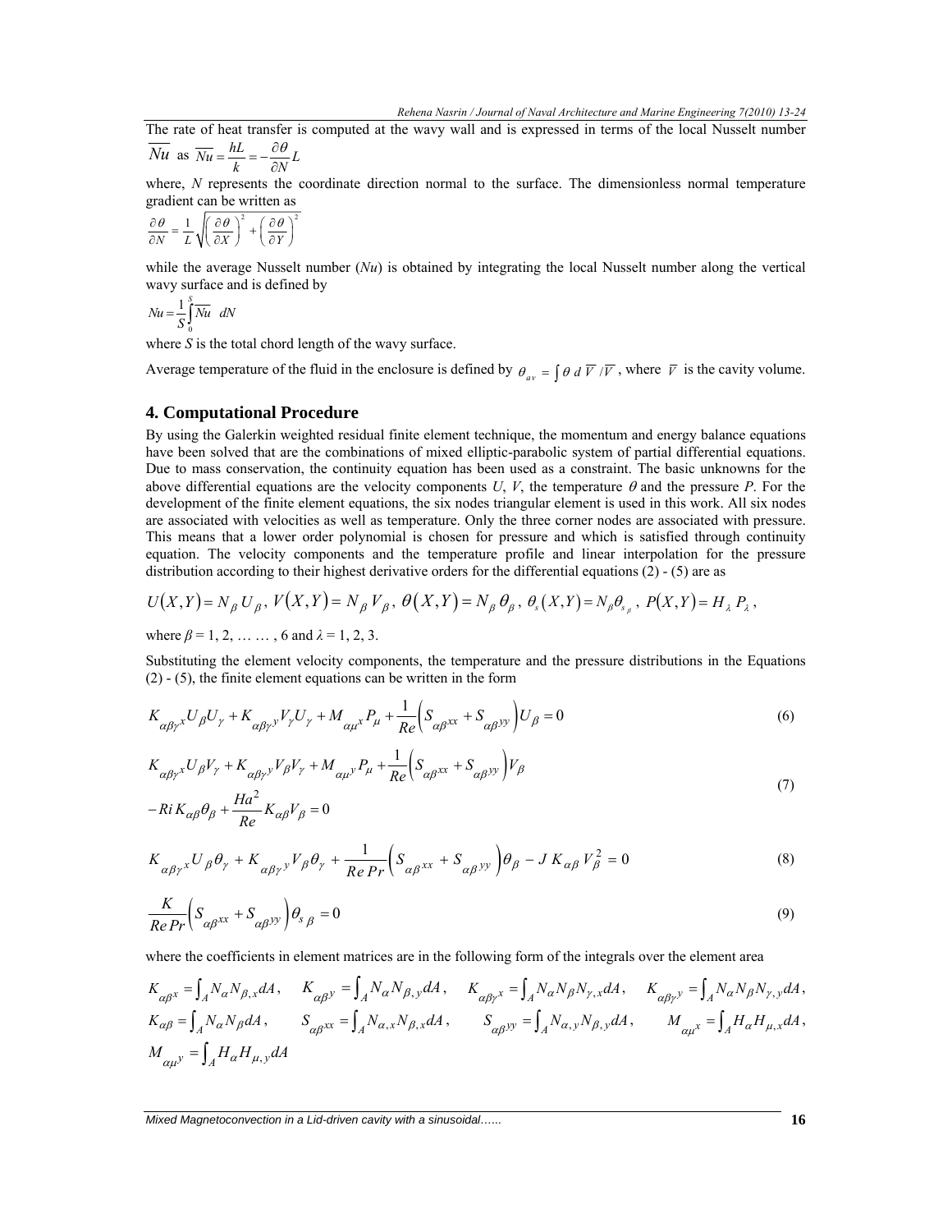The rate of heat transfer is computed at the wavy wall and is expressed in terms of the local Nusselt number $\overline{Nu}$ as $\overline{Nu} = \frac{hL}{k} = -\frac{\partial \theta}{\partial N} L$

where, $N$ represents the coordinate direction normal to the surface. The dimensionless normal temperature gradient can be written as

$$\frac{\partial \theta}{\partial N} = \frac{1}{L}\sqrt{\left(\frac{\partial \theta}{\partial X}\right)^2 + \left(\frac{\partial \theta}{\partial Y}\right)^2}$$

while the average Nusselt number ($Nu$) is obtained by integrating the local Nusselt number along the vertical wavy surface and is defined by

$$Nu = \frac{1}{S}\int_0^S \overline{Nu}\ dN$$

where $S$ is the total chord length of the wavy surface.

Average temperature of the fluid in the enclosure is defined by $\theta_{av} = \int \theta \, d\,\overline{V} / \overline{V}$, where $\overline{V}$ is the cavity volume.

## 4. Computational Procedure

By using the Galerkin weighted residual finite element technique, the momentum and energy balance equations have been solved that are the combinations of mixed elliptic-parabolic system of partial differential equations. Due to mass conservation, the continuity equation has been used as a constraint. The basic unknowns for the above differential equations are the velocity components $U$, $V$, the temperature $\theta$ and the pressure $P$. For the development of the finite element equations, the six nodes triangular element is used in this work. All six nodes are associated with velocities as well as temperature. Only the three corner nodes are associated with pressure. This means that a lower order polynomial is chosen for pressure and which is satisfied through continuity equation. The velocity components and the temperature profile and linear interpolation for the pressure distribution according to their highest derivative orders for the differential equations (2) - (5) are as

$$U(X,Y) = N_\beta U_\beta,\ V(X,Y) = N_\beta V_\beta,\ \theta(X,Y) = N_\beta \theta_\beta,\ \theta_s(X,Y) = N_\beta \theta_{s_\beta},\ P(X,Y) = H_\lambda P_\lambda,$$

where $\beta = 1, 2, \ldots \ldots, 6$ and $\lambda = 1, 2, 3$.

Substituting the element velocity components, the temperature and the pressure distributions in the Equations (2) - (5), the finite element equations can be written in the form

$$K_{\alpha\beta\gamma^x} U_\beta U_\gamma + K_{\alpha\beta\gamma^y} V_\gamma U_\gamma + M_{\alpha\mu^x} P_\mu + \frac{1}{Re}\left(S_{\alpha\beta^{xx}} + S_{\alpha\beta^{yy}}\right) U_\beta = 0 \tag{6}$$

$$\begin{aligned} &K_{\alpha\beta\gamma^x} U_\beta V_\gamma + K_{\alpha\beta\gamma^y} V_\beta V_\gamma + M_{\alpha\mu^y} P_\mu + \frac{1}{Re}\left(S_{\alpha\beta^{xx}} + S_{\alpha\beta^{yy}}\right) V_\beta \\ &- Ri\, K_{\alpha\beta}\theta_\beta + \frac{Ha^2}{Re} K_{\alpha\beta} V_\beta = 0 \end{aligned} \tag{7}$$

$$K_{\alpha\beta\gamma^x} U_\beta \theta_\gamma + K_{\alpha\beta\gamma^y} V_\beta \theta_\gamma + \frac{1}{Re\,Pr}\left(S_{\alpha\beta^{xx}} + S_{\alpha\beta^{yy}}\right)\theta_\beta - J\, K_{\alpha\beta} V_\beta^2 = 0 \tag{8}$$

$$\frac{K}{Re\,Pr}\left(S_{\alpha\beta^{xx}} + S_{\alpha\beta^{yy}}\right)\theta_{s\,\beta} = 0 \tag{9}$$

where the coefficients in element matrices are in the following form of the integrals over the element area

$$K_{\alpha\beta^x} = \int_A N_\alpha N_{\beta,x} dA,\quad K_{\alpha\beta^y} = \int_A N_\alpha N_{\beta,y} dA,\quad K_{\alpha\beta\gamma^x} = \int_A N_\alpha N_\beta N_{\gamma,x} dA,\quad K_{\alpha\beta\gamma^y} = \int_A N_\alpha N_\beta N_{\gamma,y} dA,$$

$$K_{\alpha\beta} = \int_A N_\alpha N_\beta dA,\quad S_{\alpha\beta^{xx}} = \int_A N_{\alpha,x} N_{\beta,x} dA,\quad S_{\alpha\beta^{yy}} = \int_A N_{\alpha,y} N_{\beta,y} dA,\quad M_{\alpha\mu^x} = \int_A H_\alpha H_{\mu,x} dA,$$

$$M_{\alpha\mu^y} = \int_A H_\alpha H_{\mu,y} dA$$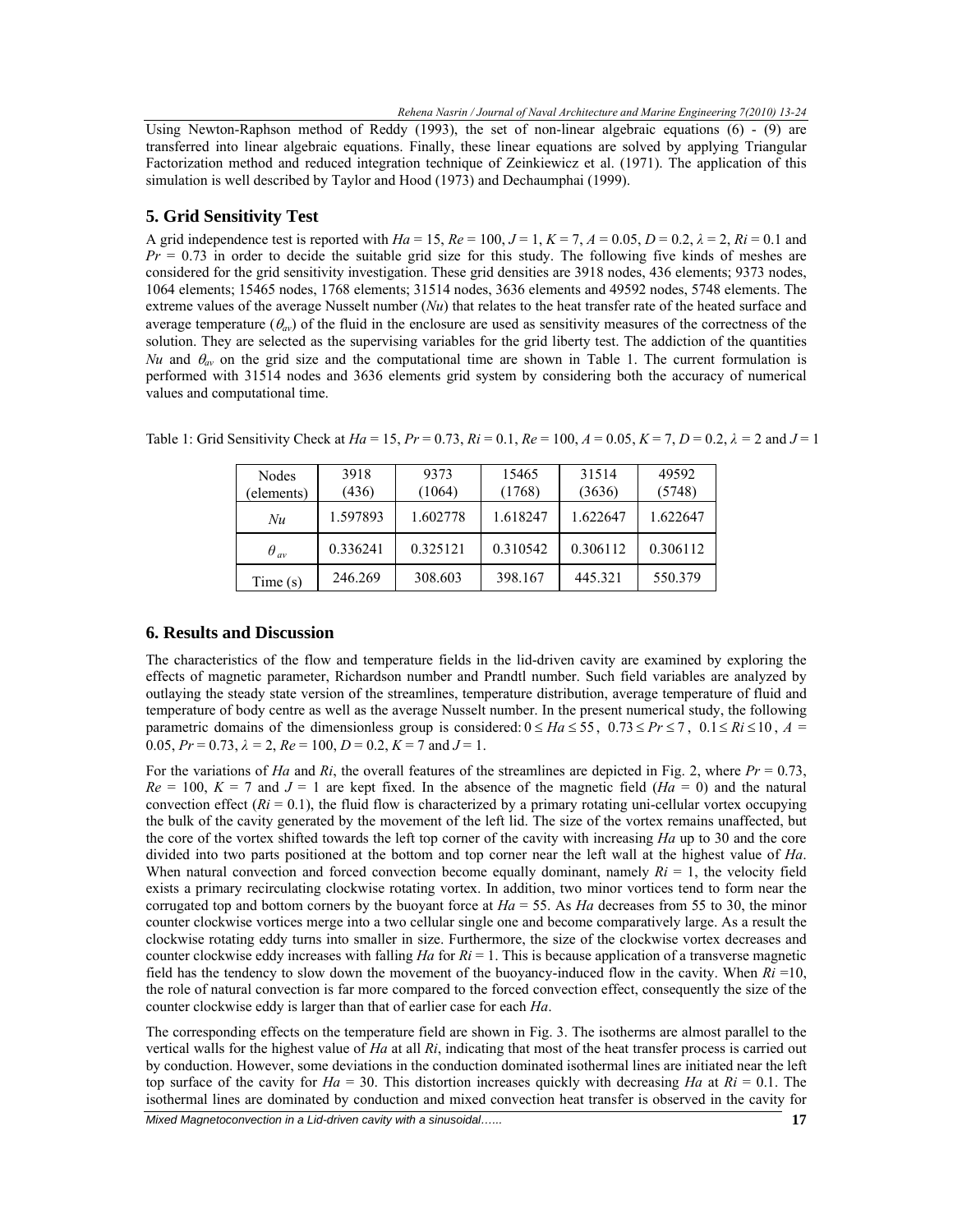Using Newton-Raphson method of Reddy (1993), the set of non-linear algebraic equations (6) - (9) are transferred into linear algebraic equations. Finally, these linear equations are solved by applying Triangular Factorization method and reduced integration technique of Zeinkiewicz et al. (1971). The application of this simulation is well described by Taylor and Hood (1973) and Dechaumphai (1999).

## 5. Grid Sensitivity Test

A grid independence test is reported with $Ha$ = 15, $Re$ = 100, $J$ = 1, $K$ = 7, $A$ = 0.05, $D$ = 0.2, $\lambda$ = 2, $Ri$ = 0.1 and $Pr$ = 0.73 in order to decide the suitable grid size for this study. The following five kinds of meshes are considered for the grid sensitivity investigation. These grid densities are 3918 nodes, 436 elements; 9373 nodes, 1064 elements; 15465 nodes, 1768 elements; 31514 nodes, 3636 elements and 49592 nodes, 5748 elements. The extreme values of the average Nusselt number ($Nu$) that relates to the heat transfer rate of the heated surface and average temperature ($\theta_{av}$) of the fluid in the enclosure are used as sensitivity measures of the correctness of the solution. They are selected as the supervising variables for the grid liberty test. The addiction of the quantities $Nu$ and $\theta_{av}$ on the grid size and the computational time are shown in Table 1. The current formulation is performed with 31514 nodes and 3636 elements grid system by considering both the accuracy of numerical values and computational time.

Table 1: Grid Sensitivity Check at $Ha$ = 15, $Pr$ = 0.73, $Ri$ = 0.1, $Re$ = 100, $A$ = 0.05, $K$ = 7, $D$ = 0.2, $\lambda$ = 2 and $J$ = 1

| Nodes (elements) | 3918 (436) | 9373 (1064) | 15465 (1768) | 31514 (3636) | 49592 (5748) |
|---|---|---|---|---|---|
| $Nu$ | 1.597893 | 1.602778 | 1.618247 | 1.622647 | 1.622647 |
| $\theta_{av}$ | 0.336241 | 0.325121 | 0.310542 | 0.306112 | 0.306112 |
| Time (s) | 246.269 | 308.603 | 398.167 | 445.321 | 550.379 |

## 6. Results and Discussion

The characteristics of the flow and temperature fields in the lid-driven cavity are examined by exploring the effects of magnetic parameter, Richardson number and Prandtl number. Such field variables are analyzed by outlaying the steady state version of the streamlines, temperature distribution, average temperature of fluid and temperature of body centre as well as the average Nusselt number. In the present numerical study, the following parametric domains of the dimensionless group is considered: $0 \le Ha \le 55$, $0.73 \le Pr \le 7$, $0.1 \le Ri \le 10$, $A$ = 0.05, $Pr$ = 0.73, $\lambda$ = 2, $Re$ = 100, $D$ = 0.2, $K$ = 7 and $J$ = 1.

For the variations of $Ha$ and $Ri$, the overall features of the streamlines are depicted in Fig. 2, where $Pr$ = 0.73, $Re$ = 100, $K$ = 7 and $J$ = 1 are kept fixed. In the absence of the magnetic field ($Ha$ = 0) and the natural convection effect ($Ri$ = 0.1), the fluid flow is characterized by a primary rotating uni-cellular vortex occupying the bulk of the cavity generated by the movement of the left lid. The size of the vortex remains unaffected, but the core of the vortex shifted towards the left top corner of the cavity with increasing $Ha$ up to 30 and the core divided into two parts positioned at the bottom and top corner near the left wall at the highest value of $Ha$. When natural convection and forced convection become equally dominant, namely $Ri$ = 1, the velocity field exists a primary recirculating clockwise rotating vortex. In addition, two minor vortices tend to form near the corrugated top and bottom corners by the buoyant force at $Ha$ = 55. As $Ha$ decreases from 55 to 30, the minor counter clockwise vortices merge into a two cellular single one and become comparatively large. As a result the clockwise rotating eddy turns into smaller in size. Furthermore, the size of the clockwise vortex decreases and counter clockwise eddy increases with falling $Ha$ for $Ri$ = 1. This is because application of a transverse magnetic field has the tendency to slow down the movement of the buoyancy-induced flow in the cavity. When $Ri$ =10, the role of natural convection is far more compared to the forced convection effect, consequently the size of the counter clockwise eddy is larger than that of earlier case for each $Ha$.

The corresponding effects on the temperature field are shown in Fig. 3. The isotherms are almost parallel to the vertical walls for the highest value of $Ha$ at all $Ri$, indicating that most of the heat transfer process is carried out by conduction. However, some deviations in the conduction dominated isothermal lines are initiated near the left top surface of the cavity for $Ha$ = 30. This distortion increases quickly with decreasing $Ha$ at $Ri$ = 0.1. The isothermal lines are dominated by conduction and mixed convection heat transfer is observed in the cavity for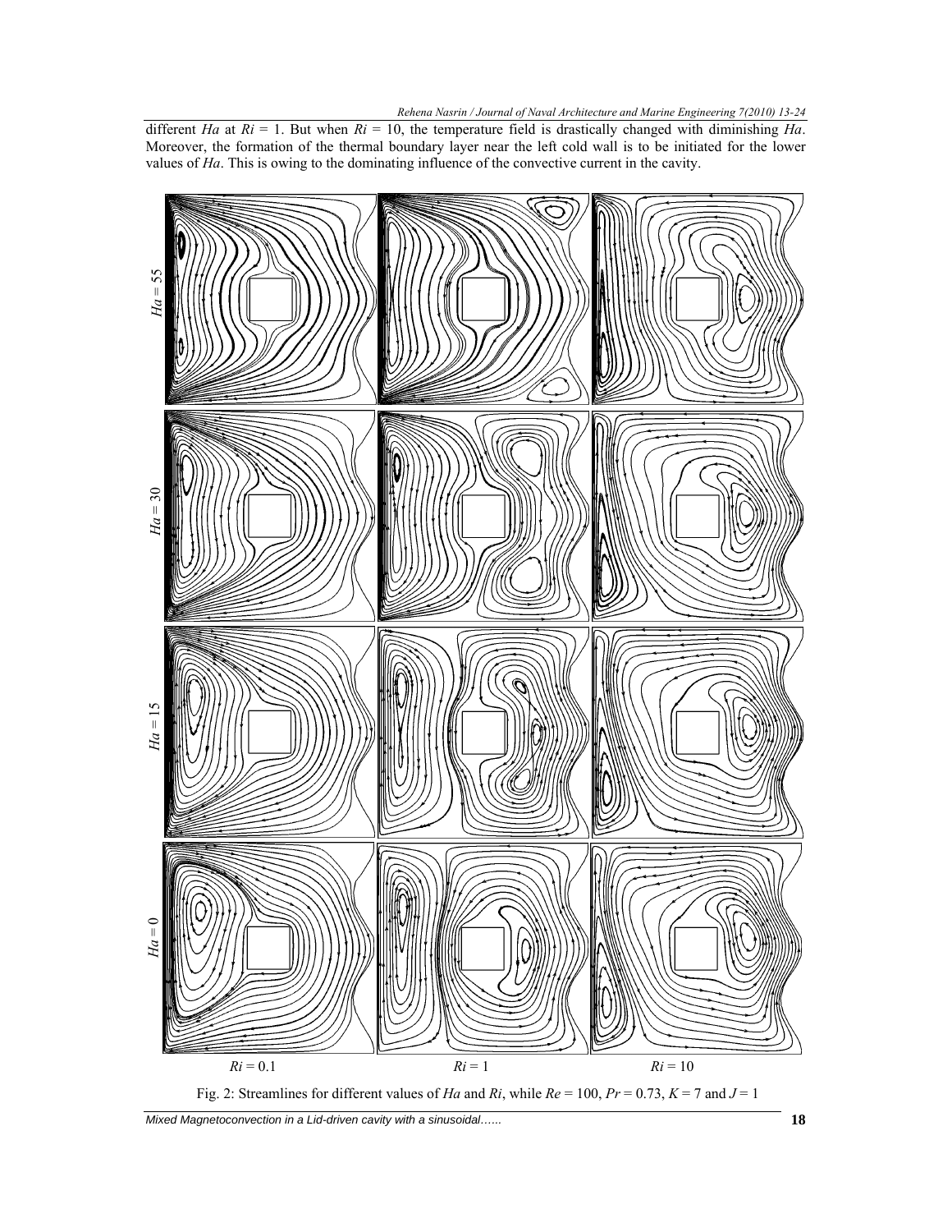different $Ha$ at $Ri$ = 1. But when $Ri$ = 10, the temperature field is drastically changed with diminishing $Ha$. Moreover, the formation of the thermal boundary layer near the left cold wall is to be initiated for the lower values of $Ha$. This is owing to the dominating influence of the convective current in the cavity.

Fig. 2: Streamlines for different values of $Ha$ and $Ri$, while $Re$ = 100, $Pr$ = 0.73, $K$ = 7 and $J$ = 1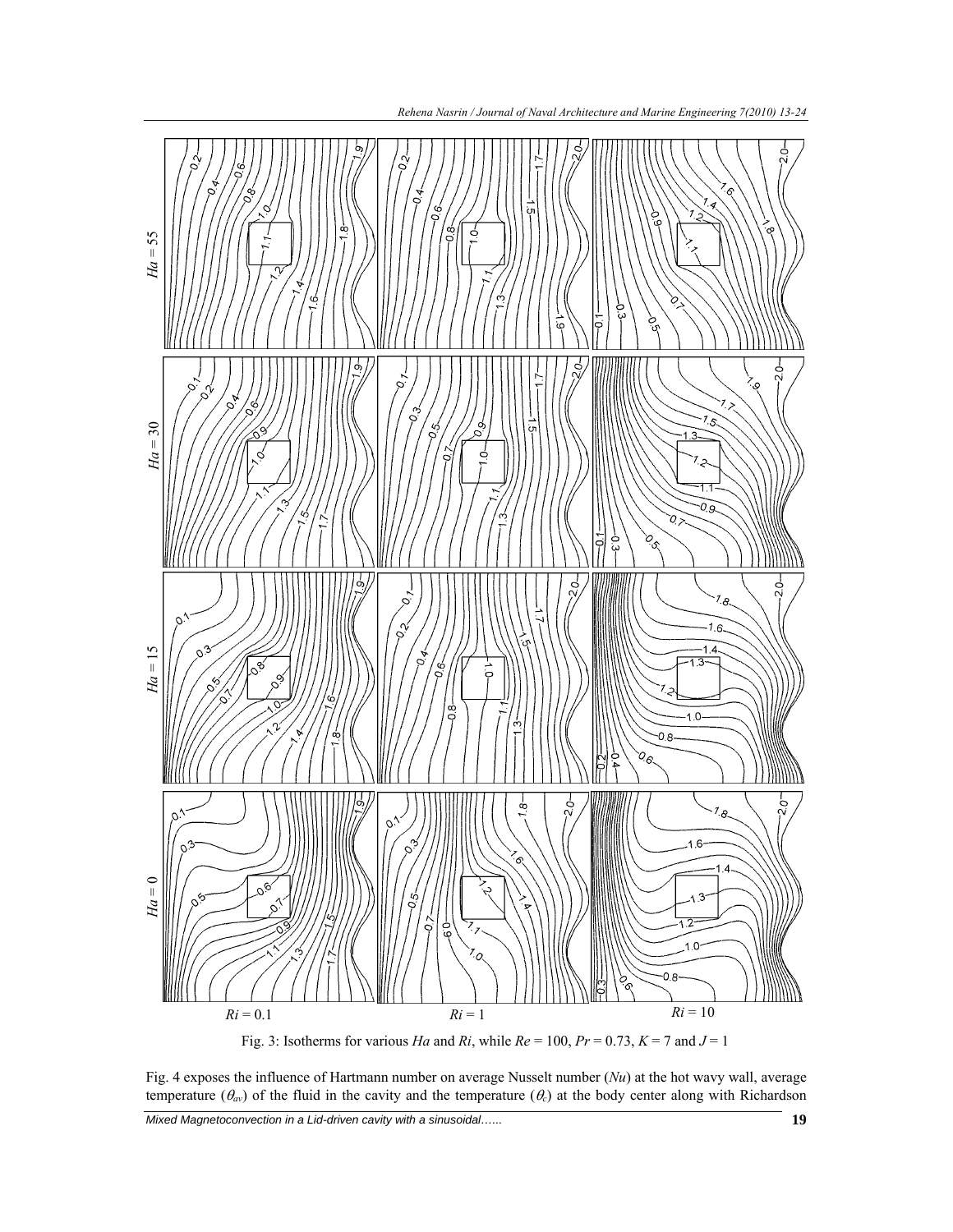Fig. 3: Isotherms for various $Ha$ and $Ri$, while $Re$ = 100, $Pr$ = 0.73, $K$ = 7 and $J$ = 1

Fig. 4 exposes the influence of Hartmann number on average Nusselt number ($Nu$) at the hot wavy wall, average temperature ($\theta_{av}$) of the fluid in the cavity and the temperature ($\theta_c$) at the body center along with Richardson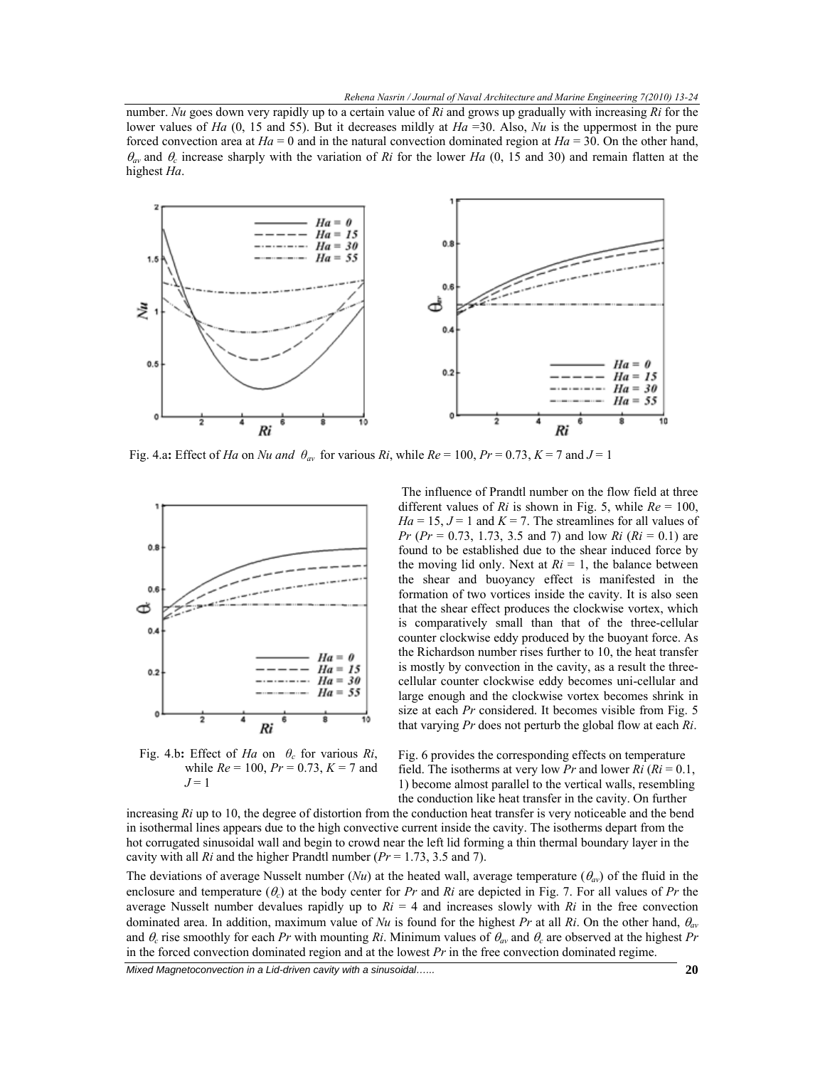number. *Nu* goes down very rapidly up to a certain value of *Ri* and grows up gradually with increasing *Ri* for the lower values of *Ha* (0, 15 and 55). But it decreases mildly at *Ha* =30. Also, *Nu* is the uppermost in the pure forced convection area at *Ha* = 0 and in the natural convection dominated region at *Ha* = 30. On the other hand, $\theta_{av}$ and $\theta_c$ increase sharply with the variation of *Ri* for the lower *Ha* (0, 15 and 30) and remain flatten at the highest *Ha*.

Fig. 4.a: Effect of *Ha* on *Nu and* $\theta_{av}$ for various *Ri*, while *Re* = 100, *Pr* = 0.73, *K* = 7 and *J* = 1

Fig. 4.b: Effect of *Ha* on $\theta_c$ for various *Ri*, while *Re* = 100, *Pr* = 0.73, *K* = 7 and *J* = 1

The influence of Prandtl number on the flow field at three different values of *Ri* is shown in Fig. 5, while *Re* = 100, *Ha* = 15, *J* = 1 and *K* = 7. The streamlines for all values of *Pr* (*Pr* = 0.73, 1.73, 3.5 and 7) and low *Ri* (*Ri* = 0.1) are found to be established due to the shear induced force by the moving lid only. Next at *Ri* = 1, the balance between the shear and buoyancy effect is manifested in the formation of two vortices inside the cavity. It is also seen that the shear effect produces the clockwise vortex, which is comparatively small than that of the three-cellular counter clockwise eddy produced by the buoyant force. As the Richardson number rises further to 10, the heat transfer is mostly by convection in the cavity, as a result the three-cellular counter clockwise eddy becomes uni-cellular and large enough and the clockwise vortex becomes shrink in size at each *Pr* considered. It becomes visible from Fig. 5 that varying *Pr* does not perturb the global flow at each *Ri*.

Fig. 6 provides the corresponding effects on temperature field. The isotherms at very low *Pr* and lower *Ri* (*Ri* = 0.1, 1) become almost parallel to the vertical walls, resembling the conduction like heat transfer in the cavity. On further increasing *Ri* up to 10, the degree of distortion from the conduction heat transfer is very noticeable and the bend in isothermal lines appears due to the high convective current inside the cavity. The isotherms depart from the hot corrugated sinusoidal wall and begin to crowd near the left lid forming a thin thermal boundary layer in the cavity with all *Ri* and the higher Prandtl number (*Pr* = 1.73, 3.5 and 7).

The deviations of average Nusselt number (*Nu*) at the heated wall, average temperature ($\theta_{av}$) of the fluid in the enclosure and temperature ($\theta_c$) at the body center for *Pr* and *Ri* are depicted in Fig. 7. For all values of *Pr* the average Nusselt number devalues rapidly up to *Ri* = 4 and increases slowly with *Ri* in the free convection dominated area. In addition, maximum value of *Nu* is found for the highest *Pr* at all *Ri*. On the other hand, $\theta_{av}$ and $\theta_c$ rise smoothly for each *Pr* with mounting *Ri*. Minimum values of $\theta_{av}$ and $\theta_c$ are observed at the highest *Pr* in the forced convection dominated region and at the lowest *Pr* in the free convection dominated regime.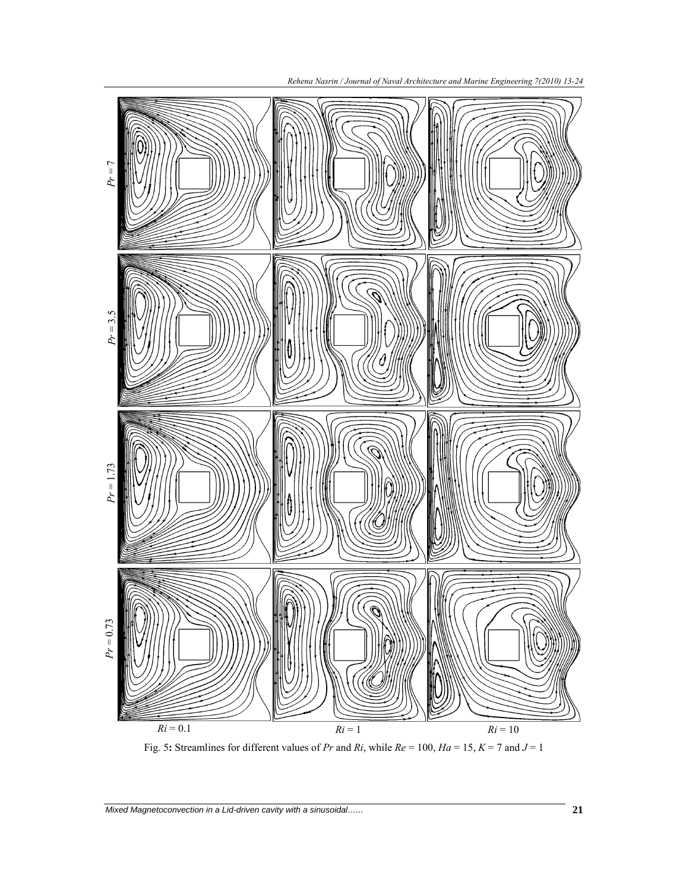Fig. 5: Streamlines for different values of $Pr$ and $Ri$, while $Re$ = 100, $Ha$ = 15, $K$ = 7 and $J$ = 1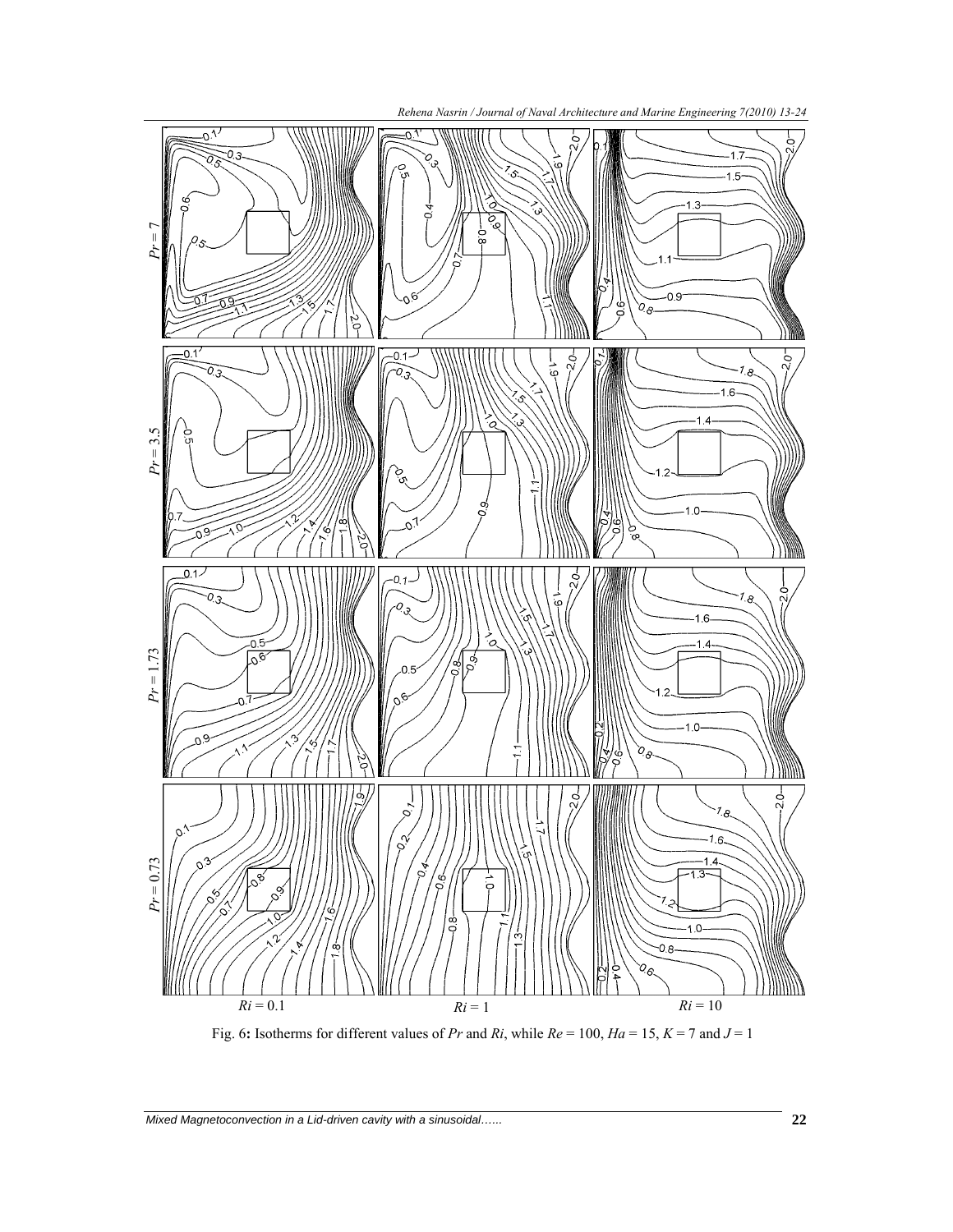Fig. 6**:** Isotherms for different values of $Pr$ and $Ri$, while $Re$ = 100, $Ha$ = 15, $K$ = 7 and $J$ = 1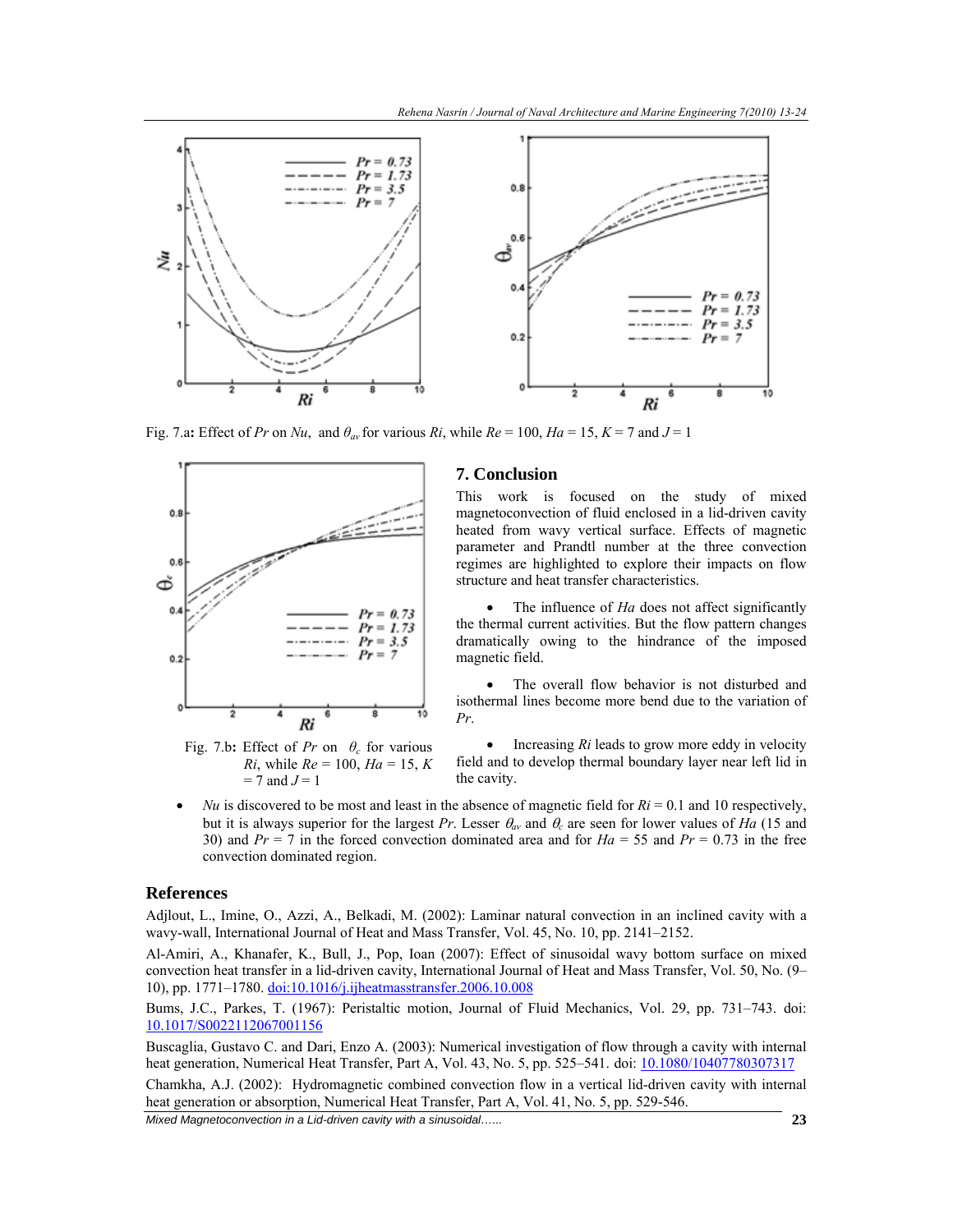Fig. 7.a: Effect of $Pr$ on $Nu$, and $\theta_{av}$ for various $Ri$, while $Re$ = 100, $Ha$ = 15, $K$ = 7 and $J$ = 1

Fig. 7.b: Effect of $Pr$ on $\theta_c$ for various $Ri$, while $Re$ = 100, $Ha$ = 15, $K$ = 7 and $J$ = 1

## 7. Conclusion

This work is focused on the study of mixed magnetoconvection of fluid enclosed in a lid-driven cavity heated from wavy vertical surface. Effects of magnetic parameter and Prandtl number at the three convection regimes are highlighted to explore their impacts on flow structure and heat transfer characteristics.

- The influence of $Ha$ does not affect significantly the thermal current activities. But the flow pattern changes dramatically owing to the hindrance of the imposed magnetic field.
- The overall flow behavior is not disturbed and isothermal lines become more bend due to the variation of $Pr$.
- Increasing $Ri$ leads to grow more eddy in velocity field and to develop thermal boundary layer near left lid in the cavity.
- $Nu$ is discovered to be most and least in the absence of magnetic field for $Ri$ = 0.1 and 10 respectively, but it is always superior for the largest $Pr$. Lesser $\theta_{av}$ and $\theta_c$ are seen for lower values of $Ha$ (15 and 30) and $Pr$ = 7 in the forced convection dominated area and for $Ha$ = 55 and $Pr$ = 0.73 in the free convection dominated region.

## References

Adjlout, L., Imine, O., Azzi, A., Belkadi, M. (2002): Laminar natural convection in an inclined cavity with a wavy-wall, International Journal of Heat and Mass Transfer, Vol. 45, No. 10, pp. 2141–2152.

Al-Amiri, A., Khanafer, K., Bull, J., Pop, Ioan (2007): Effect of sinusoidal wavy bottom surface on mixed convection heat transfer in a lid-driven cavity, International Journal of Heat and Mass Transfer, Vol. 50, No. (9–10), pp. 1771–1780. doi:10.1016/j.ijheatmasstransfer.2006.10.008

Bums, J.C., Parkes, T. (1967): Peristaltic motion, Journal of Fluid Mechanics, Vol. 29, pp. 731–743. doi: 10.1017/S0022112067001156

Buscaglia, Gustavo C. and Dari, Enzo A. (2003): Numerical investigation of flow through a cavity with internal heat generation, Numerical Heat Transfer, Part A, Vol. 43, No. 5, pp. 525–541. doi: 10.1080/10407780307317

Chamkha, A.J. (2002): Hydromagnetic combined convection flow in a vertical lid-driven cavity with internal heat generation or absorption, Numerical Heat Transfer, Part A, Vol. 41, No. 5, pp. 529-546.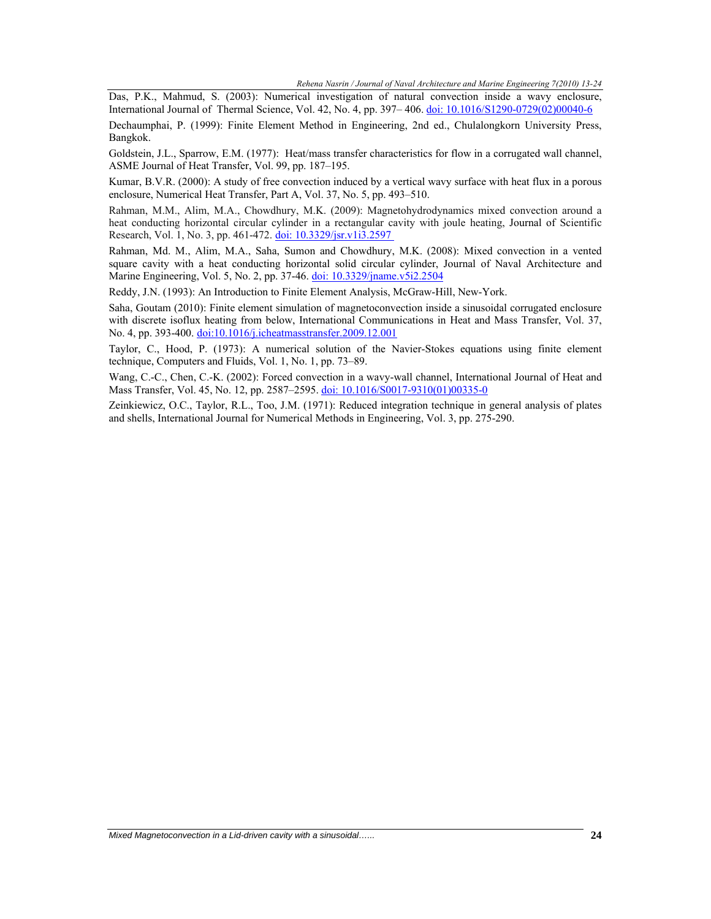Das, P.K., Mahmud, S. (2003): Numerical investigation of natural convection inside a wavy enclosure, International Journal of Thermal Science, Vol. 42, No. 4, pp. 397– 406. doi: 10.1016/S1290-0729(02)00040-6

Dechaumphai, P. (1999): Finite Element Method in Engineering, 2nd ed., Chulalongkorn University Press, Bangkok.

Goldstein, J.L., Sparrow, E.M. (1977): Heat/mass transfer characteristics for flow in a corrugated wall channel, ASME Journal of Heat Transfer, Vol. 99, pp. 187–195.

Kumar, B.V.R. (2000): A study of free convection induced by a vertical wavy surface with heat flux in a porous enclosure, Numerical Heat Transfer, Part A, Vol. 37, No. 5, pp. 493–510.

Rahman, M.M., Alim, M.A., Chowdhury, M.K. (2009): Magnetohydrodynamics mixed convection around a heat conducting horizontal circular cylinder in a rectangular cavity with joule heating, Journal of Scientific Research, Vol. 1, No. 3, pp. 461-472. doi: 10.3329/jsr.v1i3.2597

Rahman, Md. M., Alim, M.A., Saha, Sumon and Chowdhury, M.K. (2008): Mixed convection in a vented square cavity with a heat conducting horizontal solid circular cylinder, Journal of Naval Architecture and Marine Engineering, Vol. 5, No. 2, pp. 37-46. doi: 10.3329/jname.v5i2.2504

Reddy, J.N. (1993): An Introduction to Finite Element Analysis, McGraw-Hill, New-York.

Saha, Goutam (2010): Finite element simulation of magnetoconvection inside a sinusoidal corrugated enclosure with discrete isoflux heating from below, International Communications in Heat and Mass Transfer, Vol. 37, No. 4, pp. 393-400. doi:10.1016/j.icheatmasstransfer.2009.12.001

Taylor, C., Hood, P. (1973): A numerical solution of the Navier-Stokes equations using finite element technique, Computers and Fluids, Vol. 1, No. 1, pp. 73–89.

Wang, C.-C., Chen, C.-K. (2002): Forced convection in a wavy-wall channel, International Journal of Heat and Mass Transfer, Vol. 45, No. 12, pp. 2587–2595. doi: 10.1016/S0017-9310(01)00335-0

Zeinkiewicz, O.C., Taylor, R.L., Too, J.M. (1971): Reduced integration technique in general analysis of plates and shells, International Journal for Numerical Methods in Engineering, Vol. 3, pp. 275-290.